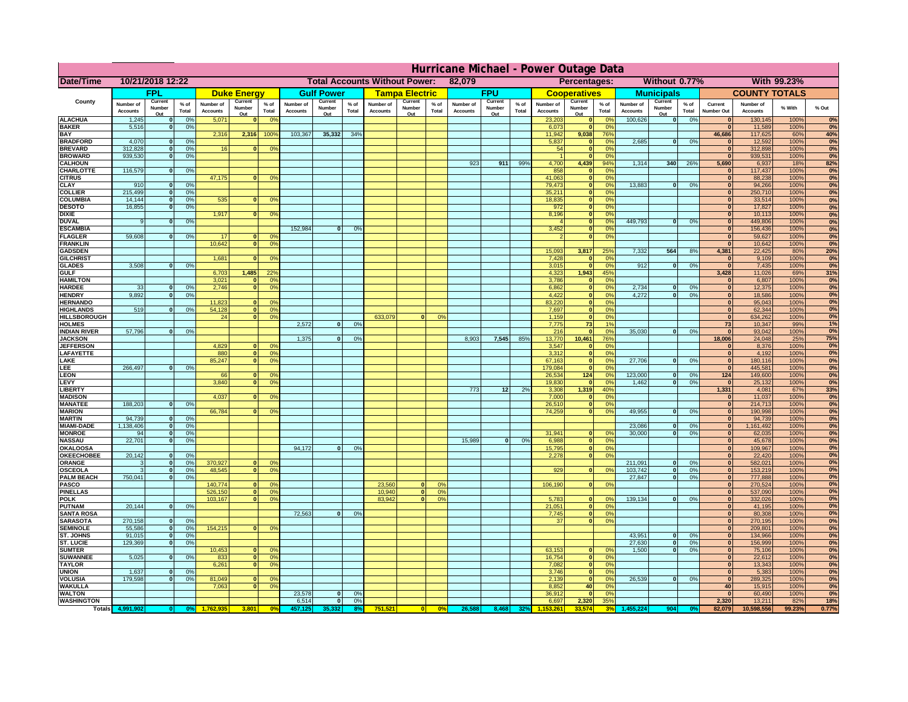# Hurricane Michael - Power Outage Data

| Date/Time | 10/21/2018 12:22 | | Total Accounts Without Power: | 82,079 | Percentages: | Without 0.77% | With 99.23% |
|---|---|---|---|---|---|---|---|

| County | FPL | | | Duke Energy | | | Gulf Power | | | Tampa Electric | | | FPU | | | Cooperatives | | | Municipals | | | COUNTY TOTALS | | | |
|---|---|---|---|---|---|---|---|---|---|---|---|---|---|---|---|---|---|---|---|---|---|---|---|---|---|
| | Number of Accounts | Current Number Out | % of Total | Number of Accounts | Current Number Out | % of Total | Number of Accounts | Current Number Out | % of Total | Number of Accounts | Current Number Out | % of Total | Number of Accounts | Current Number Out | % of Total | Number of Accounts | Current Number Out | % of Total | Number of Accounts | Current Number Out | % of Total | Current Number Out | Number of Accounts | % With | % Out |
| ALACHUA | 1,245 | 0 | 0% | 5,071 | 0 | 0% | | | | | | | | | | 23,203 | 0 | 0% | 100,626 | 0 | 0% | 0 | 130,145 | 100% | 0% |
| BAKER | 5,516 | 0 | 0% | | | | | | | | | | | | | 6,073 | 0 | 0% | | | | 0 | 11,589 | 100% | 0% |
| BAY | | | | 2,316 | 2,316 | 100% | 103,367 | 35,332 | 34% | | | | | | | 11,942 | 9,038 | 76% | | | | 46,686 | 117,625 | 60% | 40% |
| BRADFORD | 4,070 | 0 | 0% | | | | | | | | | | | | | 5,837 | 0 | 0% | 2,685 | 0 | 0% | 0 | 12,592 | 100% | 0% |
| BREVARD | 312,828 | 0 | 0% | 16 | 0 | 0% | | | | | | | | | | 54 | 0 | 0% | | | | 0 | 312,898 | 100% | 0% |
| BROWARD | 939,530 | 0 | 0% | | | | | | | | | | | | | 1 | 0 | 0% | | | | 0 | 939,531 | 100% | 0% |
| CALHOUN | | | | | | | | | | | | | 923 | 911 | 99% | 4,700 | 4,439 | 94% | 1,314 | 340 | 26% | 5,690 | 6,937 | 18% | 82% |
| CHARLOTTE | 116,579 | 0 | 0% | | | | | | | | | | | | | 858 | 0 | 0% | | | | 0 | 117,437 | 100% | 0% |
| CITRUS | | | | 47,175 | 0 | 0% | | | | | | | | | | 41,063 | 0 | 0% | | | | 0 | 88,238 | 100% | 0% |
| CLAY | 910 | 0 | 0% | | | | | | | | | | | | | 79,473 | 0 | 0% | 13,883 | 0 | 0% | 0 | 94,266 | 100% | 0% |
| COLLIER | 215,499 | 0 | 0% | | | | | | | | | | | | | 35,211 | 0 | 0% | | | | 0 | 250,710 | 100% | 0% |
| COLUMBIA | 14,144 | 0 | 0% | 535 | 0 | 0% | | | | | | | | | | 18,835 | 0 | 0% | | | | 0 | 33,514 | 100% | 0% |
| DESOTO | 16,855 | 0 | 0% | | | | | | | | | | | | | 972 | 0 | 0% | | | | 0 | 17,827 | 100% | 0% |
| DIXIE | | | | 1,917 | 0 | 0% | | | | | | | | | | 8,196 | 0 | 0% | | | | 0 | 10,113 | 100% | 0% |
| DUVAL | 9 | 0 | 0% | | | | | | | | | | | | | 4 | 0 | 0% | 449,793 | 0 | 0% | 0 | 449,806 | 100% | 0% |
| ESCAMBIA | | | | | | | 152,984 | 0 | 0% | | | | | | | 3,452 | 0 | 0% | | | | 0 | 156,436 | 100% | 0% |
| FLAGLER | 59,608 | 0 | 0% | 17 | 0 | 0% | | | | | | | | | | 2 | 0 | 0% | | | | 0 | 59,627 | 100% | 0% |
| FRANKLIN | | | | 10,642 | 0 | 0% | | | | | | | | | | | | | | | | 0 | 10,642 | 100% | 0% |
| GADSDEN | | | | | | | | | | | | | | | | 15,093 | 3,817 | 25% | 7,332 | 564 | 8% | 4,381 | 22,425 | 80% | 20% |
| GILCHRIST | | | | 1,681 | 0 | 0% | | | | | | | | | | 7,428 | 0 | 0% | | | | 0 | 9,109 | 100% | 0% |
| GLADES | 3,508 | 0 | 0% | | | | | | | | | | | | | 3,015 | 0 | 0% | 912 | 0 | 0% | 0 | 7,435 | 100% | 0% |
| GULF | | | | 6,703 | 1,485 | 22% | | | | | | | | | | 4,323 | 1,943 | 45% | | | | 3,428 | 11,026 | 69% | 31% |
| HAMILTON | | | | 3,021 | 0 | 0% | | | | | | | | | | 3,786 | 0 | 0% | | | | 0 | 6,807 | 100% | 0% |
| HARDEE | 33 | 0 | 0% | 2,746 | 0 | 0% | | | | | | | | | | 6,862 | 0 | 0% | 2,734 | 0 | 0% | 0 | 12,375 | 100% | 0% |
| HENDRY | 9,892 | 0 | 0% | | | | | | | | | | | | | 4,422 | 0 | 0% | 4,272 | 0 | 0% | 0 | 18,586 | 100% | 0% |
| HERNANDO | | | | 11,823 | 0 | 0% | | | | | | | | | | 83,220 | 0 | 0% | | | | 0 | 95,043 | 100% | 0% |
| HIGHLANDS | 519 | 0 | 0% | 54,128 | 0 | 0% | | | | | | | | | | 7,697 | 0 | 0% | | | | 0 | 62,344 | 100% | 0% |
| HILLSBOROUGH | | | | 24 | 0 | 0% | | | | 633,079 | 0 | 0% | | | | 1,159 | 0 | 0% | | | | 0 | 634,262 | 100% | 0% |
| HOLMES | | | | | | | 2,572 | 0 | 0% | | | | | | | 7,775 | 73 | 1% | | | | 73 | 10,347 | 99% | 1% |
| INDIAN RIVER | 57,796 | 0 | 0% | | | | | | | | | | | | | 216 | 0 | 0% | 35,030 | 0 | 0% | 0 | 93,042 | 100% | 0% |
| JACKSON | | | | | | | 1,375 | 0 | 0% | | | | 8,903 | 7,545 | 85% | 13,770 | 10,461 | 76% | | | | 18,006 | 24,048 | 25% | 75% |
| JEFFERSON | | | | 4,829 | 0 | 0% | | | | | | | | | | 3,547 | 0 | 0% | | | | 0 | 8,376 | 100% | 0% |
| LAFAYETTE | | | | 880 | 0 | 0% | | | | | | | | | | 3,312 | 0 | 0% | | | | 0 | 4,192 | 100% | 0% |
| LAKE | | | | 85,247 | 0 | 0% | | | | | | | | | | 67,163 | 0 | 0% | 27,706 | 0 | 0% | 0 | 180,116 | 100% | 0% |
| LEE | 266,497 | 0 | 0% | | | | | | | | | | | | | 179,084 | 0 | 0% | | | | 0 | 445,581 | 100% | 0% |
| LEON | | | | 66 | 0 | 0% | | | | | | | | | | 26,534 | 124 | 0% | 123,000 | 0 | 0% | 124 | 149,600 | 100% | 0% |
| LEVY | | | | 3,840 | 0 | 0% | | | | | | | | | | 19,830 | 0 | 0% | 1,462 | 0 | 0% | 0 | 25,132 | 100% | 0% |
| LIBERTY | | | | | | | | | | | | | 773 | 12 | 2% | 3,308 | 1,319 | 40% | | | | 1,331 | 4,081 | 67% | 33% |
| MADISON | | | | 4,037 | 0 | 0% | | | | | | | | | | 7,000 | 0 | 0% | | | | 0 | 11,037 | 100% | 0% |
| MANATEE | 188,203 | 0 | 0% | | | | | | | | | | | | | 26,510 | 0 | 0% | | | | 0 | 214,713 | 100% | 0% |
| MARION | | | | 66,784 | 0 | 0% | | | | | | | | | | 74,259 | 0 | 0% | 49,955 | 0 | 0% | 0 | 190,998 | 100% | 0% |
| MARTIN | 94,739 | 0 | 0% | | | | | | | | | | | | | | | | | | | 0 | 94,739 | 100% | 0% |
| MIAMI-DADE | 1,138,406 | 0 | 0% | | | | | | | | | | | | | | | | 23,086 | 0 | 0% | 0 | 1,161,492 | 100% | 0% |
| MONROE | 94 | 0 | 0% | | | | | | | | | | | | | 31,941 | 0 | 0% | 30,000 | 0 | 0% | 0 | 62,035 | 100% | 0% |
| NASSAU | 22,701 | 0 | 0% | | | | | | | | | | 15,989 | 0 | 0% | 6,988 | 0 | 0% | | | | 0 | 45,678 | 100% | 0% |
| OKALOOSA | | | | | | | 94,172 | 0 | 0% | | | | | | | 15,795 | 0 | 0% | | | | 0 | 109,967 | 100% | 0% |
| OKEECHOBEE | 20,142 | 0 | 0% | | | | | | | | | | | | | 2,278 | 0 | 0% | | | | 0 | 22,420 | 100% | 0% |
| ORANGE | 3 | 0 | 0% | 370,927 | 0 | 0% | | | | | | | | | | | | | 211,091 | 0 | 0% | 0 | 582,021 | 100% | 0% |
| OSCEOLA | 3 | 0 | 0% | 48,545 | 0 | 0% | | | | | | | | | | 929 | 0 | 0% | 103,742 | 0 | 0% | 0 | 153,219 | 100% | 0% |
| PALM BEACH | 750,041 | 0 | 0% | | | | | | | | | | | | | | | | 27,847 | 0 | 0% | 0 | 777,888 | 100% | 0% |
| PASCO | | | | 140,774 | 0 | 0% | | | | 23,560 | 0 | 0% | | | | 106,190 | 0 | 0% | | | | 0 | 270,524 | 100% | 0% |
| PINELLAS | | | | 526,150 | 0 | 0% | | | | 10,940 | 0 | 0% | | | | | | | | | | 0 | 537,090 | 100% | 0% |
| POLK | | | | 103,167 | 0 | 0% | | | | 83,942 | 0 | 0% | | | | 5,783 | 0 | 0% | 139,134 | 0 | 0% | 0 | 332,026 | 100% | 0% |
| PUTNAM | 20,144 | 0 | 0% | | | | | | | | | | | | | 21,051 | 0 | 0% | | | | 0 | 41,195 | 100% | 0% |
| SANTA ROSA | | | | | | | 72,563 | 0 | 0% | | | | | | | 7,745 | 0 | 0% | | | | 0 | 80,308 | 100% | 0% |
| SARASOTA | 270,158 | 0 | 0% | | | | | | | | | | | | | 37 | 0 | 0% | | | | 0 | 270,195 | 100% | 0% |
| SEMINOLE | 55,586 | 0 | 0% | 154,215 | 0 | 0% | | | | | | | | | | | | | | | | 0 | 209,801 | 100% | 0% |
| ST. JOHNS | 91,015 | 0 | 0% | | | | | | | | | | | | | | | | 43,951 | 0 | 0% | 0 | 134,966 | 100% | 0% |
| ST. LUCIE | 129,369 | 0 | 0% | | | | | | | | | | | | | | | | 27,630 | 0 | 0% | 0 | 156,999 | 100% | 0% |
| SUMTER | | | | 10,453 | 0 | 0% | | | | | | | | | | 63,153 | 0 | 0% | 1,500 | 0 | 0% | 0 | 75,106 | 100% | 0% |
| SUWANNEE | 5,025 | 0 | 0% | 833 | 0 | 0% | | | | | | | | | | 16,754 | 0 | 0% | | | | 0 | 22,612 | 100% | 0% |
| TAYLOR | | | | 6,261 | 0 | 0% | | | | | | | | | | 7,082 | 0 | 0% | | | | 0 | 13,343 | 100% | 0% |
| UNION | 1,637 | 0 | 0% | | | | | | | | | | | | | 3,746 | 0 | 0% | | | | 0 | 5,383 | 100% | 0% |
| VOLUSIA | 179,598 | 0 | 0% | 81,049 | 0 | 0% | | | | | | | | | | 2,139 | 0 | 0% | 26,539 | 0 | 0% | 0 | 289,325 | 100% | 0% |
| WAKULLA | | | | 7,063 | 0 | 0% | | | | | | | | | | 8,852 | 40 | 0% | | | | 40 | 15,915 | 100% | 0% |
| WALTON | | | | | | | 23,578 | 0 | 0% | | | | | | | 36,912 | 0 | 0% | | | | 0 | 60,490 | 100% | 0% |
| WASHINGTON | | | | | | | 6,514 | 0 | 0% | | | | | | | 6,697 | 2,320 | 35% | | | | 2,320 | 13,211 | 82% | 18% |
| Totals | 4,991,902 | 0 | 0% | 1,762,935 | 3,801 | 0% | 457,125 | 35,332 | 8% | 751,521 | 0 | 0% | 26,588 | 8,468 | 32% | 1,153,261 | 33,574 | 3% | 1,455,224 | 904 | 0% | 82,079 | 10,598,556 | 99.23% | 0.77% |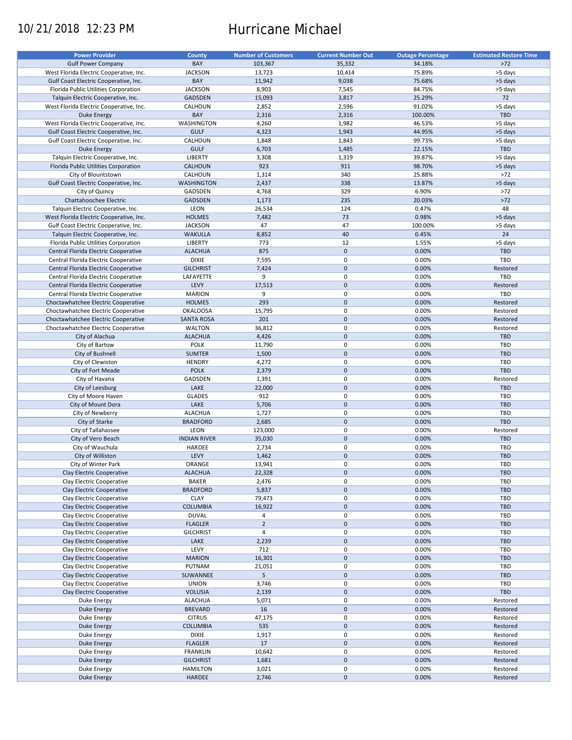10/21/2018 12:23 PM

# Hurricane Michael

| Power Provider | County | Number of Customers | Current Number Out | Outage Percentage | Estimated Restore Time |
|---|---|---|---|---|---|
| Gulf Power Company | BAY | 103,367 | 35,332 | 34.18% | >72 |
| West Florida Electric Cooperative, Inc. | JACKSON | 13,723 | 10,414 | 75.89% | >5 days |
| Gulf Coast Electric Cooperative, Inc. | BAY | 11,942 | 9,038 | 75.68% | >5 days |
| Florida Public Utilities Corporation | JACKSON | 8,903 | 7,545 | 84.75% | >5 days |
| Talquin Electric Cooperative, Inc. | GADSDEN | 15,093 | 3,817 | 25.29% | 72 |
| West Florida Electric Cooperative, Inc. | CALHOUN | 2,852 | 2,596 | 91.02% | >5 days |
| Duke Energy | BAY | 2,316 | 2,316 | 100.00% | TBD |
| West Florida Electric Cooperative, Inc. | WASHINGTON | 4,260 | 1,982 | 46.53% | >5 days |
| Gulf Coast Electric Cooperative, Inc. | GULF | 4,323 | 1,943 | 44.95% | >5 days |
| Gulf Coast Electric Cooperative, Inc. | CALHOUN | 1,848 | 1,843 | 99.73% | >5 days |
| Duke Energy | GULF | 6,703 | 1,485 | 22.15% | TBD |
| Talquin Electric Cooperative, Inc. | LIBERTY | 3,308 | 1,319 | 39.87% | >5 days |
| Florida Public Utilities Corporation | CALHOUN | 923 | 911 | 98.70% | >5 days |
| City of Blountstown | CALHOUN | 1,314 | 340 | 25.88% | >72 |
| Gulf Coast Electric Cooperative, Inc. | WASHINGTON | 2,437 | 338 | 13.87% | >5 days |
| City of Quincy | GADSDEN | 4,768 | 329 | 6.90% | >72 |
| Chattahoochee Electric | GADSDEN | 1,173 | 235 | 20.03% | >72 |
| Talquin Electric Cooperative, Inc. | LEON | 26,534 | 124 | 0.47% | 48 |
| West Florida Electric Cooperative, Inc. | HOLMES | 7,482 | 73 | 0.98% | >5 days |
| Gulf Coast Electric Cooperative, Inc. | JACKSON | 47 | 47 | 100.00% | >5 days |
| Talquin Electric Cooperative, Inc. | WAKULLA | 8,852 | 40 | 0.45% | 24 |
| Florida Public Utilities Corporation | LIBERTY | 773 | 12 | 1.55% | >5 days |
| Central Florida Electric Cooperative | ALACHUA | 875 | 0 | 0.00% | TBD |
| Central Florida Electric Cooperative | DIXIE | 7,595 | 0 | 0.00% | TBD |
| Central Florida Electric Cooperative | GILCHRIST | 7,424 | 0 | 0.00% | Restored |
| Central Florida Electric Cooperative | LAFAYETTE | 9 | 0 | 0.00% | TBD |
| Central Florida Electric Cooperative | LEVY | 17,513 | 0 | 0.00% | Restored |
| Central Florida Electric Cooperative | MARION | 9 | 0 | 0.00% | TBD |
| Choctawhatchee Electric Cooperative | HOLMES | 293 | 0 | 0.00% | Restored |
| Choctawhatchee Electric Cooperative | OKALOOSA | 15,795 | 0 | 0.00% | Restored |
| Choctawhatchee Electric Cooperative | SANTA ROSA | 201 | 0 | 0.00% | Restored |
| Choctawhatchee Electric Cooperative | WALTON | 36,812 | 0 | 0.00% | Restored |
| City of Alachua | ALACHUA | 4,426 | 0 | 0.00% | TBD |
| City of Bartow | POLK | 11,790 | 0 | 0.00% | TBD |
| City of Bushnell | SUMTER | 1,500 | 0 | 0.00% | TBD |
| City of Clewiston | HENDRY | 4,272 | 0 | 0.00% | TBD |
| City of Fort Meade | POLK | 2,379 | 0 | 0.00% | TBD |
| City of Havana | GADSDEN | 1,391 | 0 | 0.00% | Restored |
| City of Leesburg | LAKE | 22,000 | 0 | 0.00% | TBD |
| City of Moore Haven | GLADES | 912 | 0 | 0.00% | TBD |
| City of Mount Dora | LAKE | 5,706 | 0 | 0.00% | TBD |
| City of Newberry | ALACHUA | 1,727 | 0 | 0.00% | TBD |
| City of Starke | BRADFORD | 2,685 | 0 | 0.00% | TBD |
| City of Tallahassee | LEON | 123,000 | 0 | 0.00% | Restored |
| City of Vero Beach | INDIAN RIVER | 35,030 | 0 | 0.00% | TBD |
| City of Wauchula | HARDEE | 2,734 | 0 | 0.00% | TBD |
| City of Williston | LEVY | 1,462 | 0 | 0.00% | TBD |
| City of Winter Park | ORANGE | 13,941 | 0 | 0.00% | TBD |
| Clay Electric Cooperative | ALACHUA | 22,328 | 0 | 0.00% | TBD |
| Clay Electric Cooperative | BAKER | 2,476 | 0 | 0.00% | TBD |
| Clay Electric Cooperative | BRADFORD | 5,837 | 0 | 0.00% | TBD |
| Clay Electric Cooperative | CLAY | 79,473 | 0 | 0.00% | TBD |
| Clay Electric Cooperative | COLUMBIA | 16,922 | 0 | 0.00% | TBD |
| Clay Electric Cooperative | DUVAL | 4 | 0 | 0.00% | TBD |
| Clay Electric Cooperative | FLAGLER | 2 | 0 | 0.00% | TBD |
| Clay Electric Cooperative | GILCHRIST | 4 | 0 | 0.00% | TBD |
| Clay Electric Cooperative | LAKE | 2,239 | 0 | 0.00% | TBD |
| Clay Electric Cooperative | LEVY | 712 | 0 | 0.00% | TBD |
| Clay Electric Cooperative | MARION | 16,301 | 0 | 0.00% | TBD |
| Clay Electric Cooperative | PUTNAM | 21,051 | 0 | 0.00% | TBD |
| Clay Electric Cooperative | SUWANNEE | 5 | 0 | 0.00% | TBD |
| Clay Electric Cooperative | UNION | 3,746 | 0 | 0.00% | TBD |
| Clay Electric Cooperative | VOLUSIA | 2,139 | 0 | 0.00% | TBD |
| Duke Energy | ALACHUA | 5,071 | 0 | 0.00% | Restored |
| Duke Energy | BREVARD | 16 | 0 | 0.00% | Restored |
| Duke Energy | CITRUS | 47,175 | 0 | 0.00% | Restored |
| Duke Energy | COLUMBIA | 535 | 0 | 0.00% | Restored |
| Duke Energy | DIXIE | 1,917 | 0 | 0.00% | Restored |
| Duke Energy | FLAGLER | 17 | 0 | 0.00% | Restored |
| Duke Energy | FRANKLIN | 10,642 | 0 | 0.00% | Restored |
| Duke Energy | GILCHRIST | 1,681 | 0 | 0.00% | Restored |
| Duke Energy | HAMILTON | 3,021 | 0 | 0.00% | Restored |
| Duke Energy | HARDEE | 2,746 | 0 | 0.00% | Restored |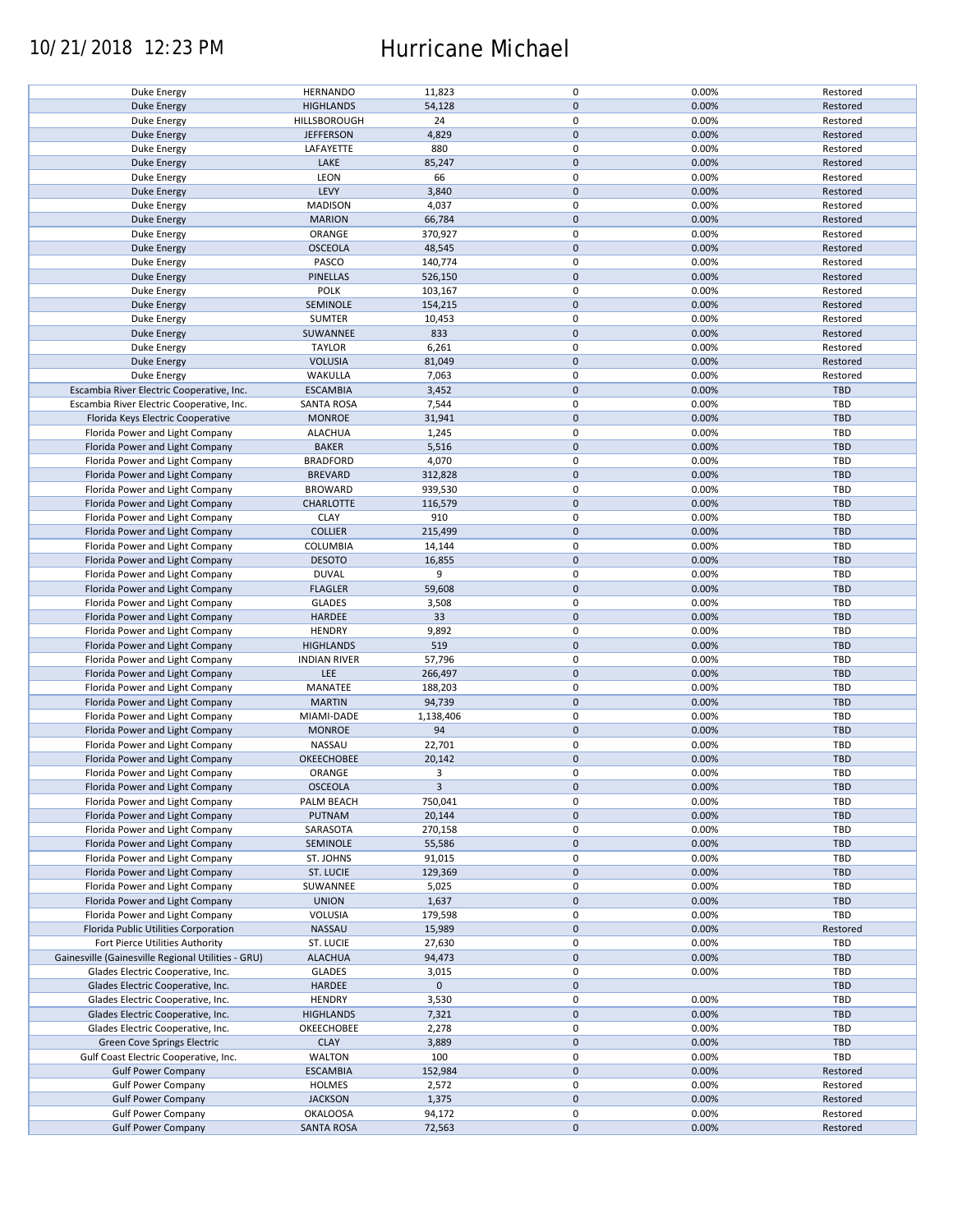| | | | | | |
|---|---|---|---|---|---|
| Duke Energy | HERNANDO | 11,823 | 0 | 0.00% | Restored |
| Duke Energy | HIGHLANDS | 54,128 | 0 | 0.00% | Restored |
| Duke Energy | HILLSBOROUGH | 24 | 0 | 0.00% | Restored |
| Duke Energy | JEFFERSON | 4,829 | 0 | 0.00% | Restored |
| Duke Energy | LAFAYETTE | 880 | 0 | 0.00% | Restored |
| Duke Energy | LAKE | 85,247 | 0 | 0.00% | Restored |
| Duke Energy | LEON | 66 | 0 | 0.00% | Restored |
| Duke Energy | LEVY | 3,840 | 0 | 0.00% | Restored |
| Duke Energy | MADISON | 4,037 | 0 | 0.00% | Restored |
| Duke Energy | MARION | 66,784 | 0 | 0.00% | Restored |
| Duke Energy | ORANGE | 370,927 | 0 | 0.00% | Restored |
| Duke Energy | OSCEOLA | 48,545 | 0 | 0.00% | Restored |
| Duke Energy | PASCO | 140,774 | 0 | 0.00% | Restored |
| Duke Energy | PINELLAS | 526,150 | 0 | 0.00% | Restored |
| Duke Energy | POLK | 103,167 | 0 | 0.00% | Restored |
| Duke Energy | SEMINOLE | 154,215 | 0 | 0.00% | Restored |
| Duke Energy | SUMTER | 10,453 | 0 | 0.00% | Restored |
| Duke Energy | SUWANNEE | 833 | 0 | 0.00% | Restored |
| Duke Energy | TAYLOR | 6,261 | 0 | 0.00% | Restored |
| Duke Energy | VOLUSIA | 81,049 | 0 | 0.00% | Restored |
| Duke Energy | WAKULLA | 7,063 | 0 | 0.00% | Restored |
| Escambia River Electric Cooperative, Inc. | ESCAMBIA | 3,452 | 0 | 0.00% | TBD |
| Escambia River Electric Cooperative, Inc. | SANTA ROSA | 7,544 | 0 | 0.00% | TBD |
| Florida Keys Electric Cooperative | MONROE | 31,941 | 0 | 0.00% | TBD |
| Florida Power and Light Company | ALACHUA | 1,245 | 0 | 0.00% | TBD |
| Florida Power and Light Company | BAKER | 5,516 | 0 | 0.00% | TBD |
| Florida Power and Light Company | BRADFORD | 4,070 | 0 | 0.00% | TBD |
| Florida Power and Light Company | BREVARD | 312,828 | 0 | 0.00% | TBD |
| Florida Power and Light Company | BROWARD | 939,530 | 0 | 0.00% | TBD |
| Florida Power and Light Company | CHARLOTTE | 116,579 | 0 | 0.00% | TBD |
| Florida Power and Light Company | CLAY | 910 | 0 | 0.00% | TBD |
| Florida Power and Light Company | COLLIER | 215,499 | 0 | 0.00% | TBD |
| Florida Power and Light Company | COLUMBIA | 14,144 | 0 | 0.00% | TBD |
| Florida Power and Light Company | DESOTO | 16,855 | 0 | 0.00% | TBD |
| Florida Power and Light Company | DUVAL | 9 | 0 | 0.00% | TBD |
| Florida Power and Light Company | FLAGLER | 59,608 | 0 | 0.00% | TBD |
| Florida Power and Light Company | GLADES | 3,508 | 0 | 0.00% | TBD |
| Florida Power and Light Company | HARDEE | 33 | 0 | 0.00% | TBD |
| Florida Power and Light Company | HENDRY | 9,892 | 0 | 0.00% | TBD |
| Florida Power and Light Company | HIGHLANDS | 519 | 0 | 0.00% | TBD |
| Florida Power and Light Company | INDIAN RIVER | 57,796 | 0 | 0.00% | TBD |
| Florida Power and Light Company | LEE | 266,497 | 0 | 0.00% | TBD |
| Florida Power and Light Company | MANATEE | 188,203 | 0 | 0.00% | TBD |
| Florida Power and Light Company | MARTIN | 94,739 | 0 | 0.00% | TBD |
| Florida Power and Light Company | MIAMI-DADE | 1,138,406 | 0 | 0.00% | TBD |
| Florida Power and Light Company | MONROE | 94 | 0 | 0.00% | TBD |
| Florida Power and Light Company | NASSAU | 22,701 | 0 | 0.00% | TBD |
| Florida Power and Light Company | OKEECHOBEE | 20,142 | 0 | 0.00% | TBD |
| Florida Power and Light Company | ORANGE | 3 | 0 | 0.00% | TBD |
| Florida Power and Light Company | OSCEOLA | 3 | 0 | 0.00% | TBD |
| Florida Power and Light Company | PALM BEACH | 750,041 | 0 | 0.00% | TBD |
| Florida Power and Light Company | PUTNAM | 20,144 | 0 | 0.00% | TBD |
| Florida Power and Light Company | SARASOTA | 270,158 | 0 | 0.00% | TBD |
| Florida Power and Light Company | SEMINOLE | 55,586 | 0 | 0.00% | TBD |
| Florida Power and Light Company | ST. JOHNS | 91,015 | 0 | 0.00% | TBD |
| Florida Power and Light Company | ST. LUCIE | 129,369 | 0 | 0.00% | TBD |
| Florida Power and Light Company | SUWANNEE | 5,025 | 0 | 0.00% | TBD |
| Florida Power and Light Company | UNION | 1,637 | 0 | 0.00% | TBD |
| Florida Power and Light Company | VOLUSIA | 179,598 | 0 | 0.00% | TBD |
| Florida Public Utilities Corporation | NASSAU | 15,989 | 0 | 0.00% | Restored |
| Fort Pierce Utilities Authority | ST. LUCIE | 27,630 | 0 | 0.00% | TBD |
| Gainesville (Gainesville Regional Utilities - GRU) | ALACHUA | 94,473 | 0 | 0.00% | TBD |
| Glades Electric Cooperative, Inc. | GLADES | 3,015 | 0 | 0.00% | TBD |
| Glades Electric Cooperative, Inc. | HARDEE | 0 | 0 | | TBD |
| Glades Electric Cooperative, Inc. | HENDRY | 3,530 | 0 | 0.00% | TBD |
| Glades Electric Cooperative, Inc. | HIGHLANDS | 7,321 | 0 | 0.00% | TBD |
| Glades Electric Cooperative, Inc. | OKEECHOBEE | 2,278 | 0 | 0.00% | TBD |
| Green Cove Springs Electric | CLAY | 3,889 | 0 | 0.00% | TBD |
| Gulf Coast Electric Cooperative, Inc. | WALTON | 100 | 0 | 0.00% | TBD |
| Gulf Power Company | ESCAMBIA | 152,984 | 0 | 0.00% | Restored |
| Gulf Power Company | HOLMES | 2,572 | 0 | 0.00% | Restored |
| Gulf Power Company | JACKSON | 1,375 | 0 | 0.00% | Restored |
| Gulf Power Company | OKALOOSA | 94,172 | 0 | 0.00% | Restored |
| Gulf Power Company | SANTA ROSA | 72,563 | 0 | 0.00% | Restored |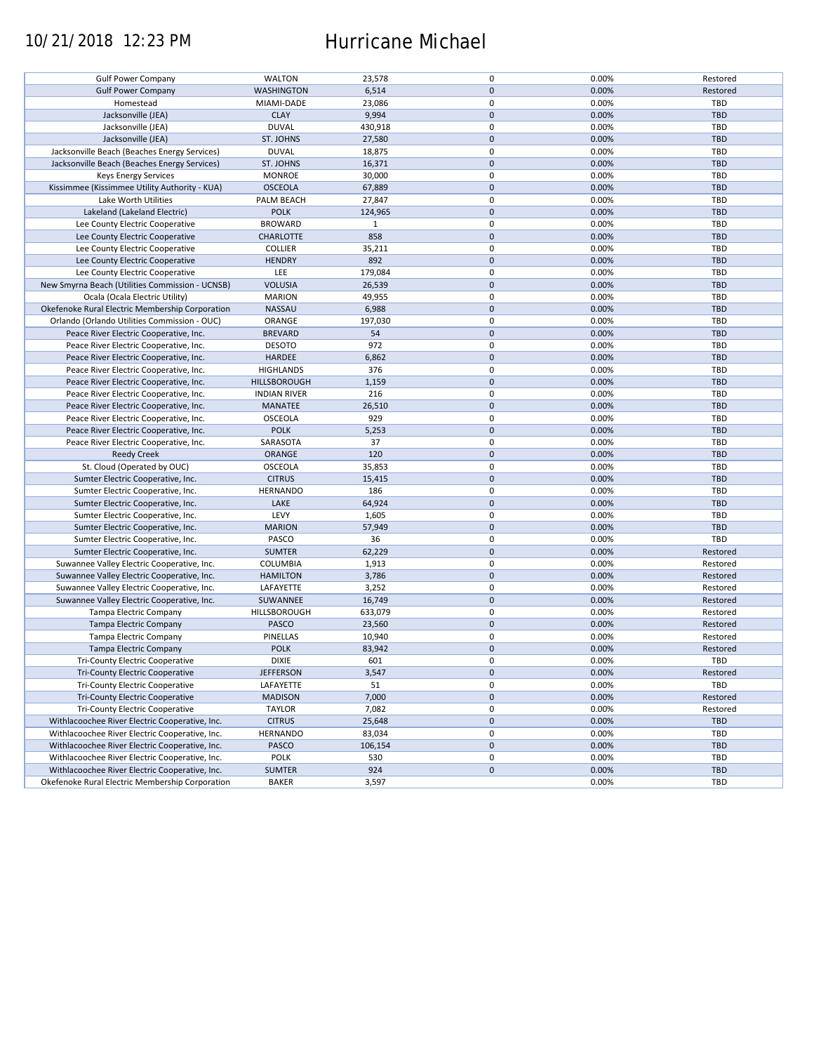| | | | | | |
|---|---|---|---|---|---|
| Gulf Power Company | WALTON | 23,578 | 0 | 0.00% | Restored |
| Gulf Power Company | WASHINGTON | 6,514 | 0 | 0.00% | Restored |
| Homestead | MIAMI-DADE | 23,086 | 0 | 0.00% | TBD |
| Jacksonville (JEA) | CLAY | 9,994 | 0 | 0.00% | TBD |
| Jacksonville (JEA) | DUVAL | 430,918 | 0 | 0.00% | TBD |
| Jacksonville (JEA) | ST. JOHNS | 27,580 | 0 | 0.00% | TBD |
| Jacksonville Beach (Beaches Energy Services) | DUVAL | 18,875 | 0 | 0.00% | TBD |
| Jacksonville Beach (Beaches Energy Services) | ST. JOHNS | 16,371 | 0 | 0.00% | TBD |
| Keys Energy Services | MONROE | 30,000 | 0 | 0.00% | TBD |
| Kissimmee (Kissimmee Utility Authority - KUA) | OSCEOLA | 67,889 | 0 | 0.00% | TBD |
| Lake Worth Utilities | PALM BEACH | 27,847 | 0 | 0.00% | TBD |
| Lakeland (Lakeland Electric) | POLK | 124,965 | 0 | 0.00% | TBD |
| Lee County Electric Cooperative | BROWARD | 1 | 0 | 0.00% | TBD |
| Lee County Electric Cooperative | CHARLOTTE | 858 | 0 | 0.00% | TBD |
| Lee County Electric Cooperative | COLLIER | 35,211 | 0 | 0.00% | TBD |
| Lee County Electric Cooperative | HENDRY | 892 | 0 | 0.00% | TBD |
| Lee County Electric Cooperative | LEE | 179,084 | 0 | 0.00% | TBD |
| New Smyrna Beach (Utilities Commission - UCNSB) | VOLUSIA | 26,539 | 0 | 0.00% | TBD |
| Ocala (Ocala Electric Utility) | MARION | 49,955 | 0 | 0.00% | TBD |
| Okefenoke Rural Electric Membership Corporation | NASSAU | 6,988 | 0 | 0.00% | TBD |
| Orlando (Orlando Utilities Commission - OUC) | ORANGE | 197,030 | 0 | 0.00% | TBD |
| Peace River Electric Cooperative, Inc. | BREVARD | 54 | 0 | 0.00% | TBD |
| Peace River Electric Cooperative, Inc. | DESOTO | 972 | 0 | 0.00% | TBD |
| Peace River Electric Cooperative, Inc. | HARDEE | 6,862 | 0 | 0.00% | TBD |
| Peace River Electric Cooperative, Inc. | HIGHLANDS | 376 | 0 | 0.00% | TBD |
| Peace River Electric Cooperative, Inc. | HILLSBOROUGH | 1,159 | 0 | 0.00% | TBD |
| Peace River Electric Cooperative, Inc. | INDIAN RIVER | 216 | 0 | 0.00% | TBD |
| Peace River Electric Cooperative, Inc. | MANATEE | 26,510 | 0 | 0.00% | TBD |
| Peace River Electric Cooperative, Inc. | OSCEOLA | 929 | 0 | 0.00% | TBD |
| Peace River Electric Cooperative, Inc. | POLK | 5,253 | 0 | 0.00% | TBD |
| Peace River Electric Cooperative, Inc. | SARASOTA | 37 | 0 | 0.00% | TBD |
| Reedy Creek | ORANGE | 120 | 0 | 0.00% | TBD |
| St. Cloud (Operated by OUC) | OSCEOLA | 35,853 | 0 | 0.00% | TBD |
| Sumter Electric Cooperative, Inc. | CITRUS | 15,415 | 0 | 0.00% | TBD |
| Sumter Electric Cooperative, Inc. | HERNANDO | 186 | 0 | 0.00% | TBD |
| Sumter Electric Cooperative, Inc. | LAKE | 64,924 | 0 | 0.00% | TBD |
| Sumter Electric Cooperative, Inc. | LEVY | 1,605 | 0 | 0.00% | TBD |
| Sumter Electric Cooperative, Inc. | MARION | 57,949 | 0 | 0.00% | TBD |
| Sumter Electric Cooperative, Inc. | PASCO | 36 | 0 | 0.00% | TBD |
| Sumter Electric Cooperative, Inc. | SUMTER | 62,229 | 0 | 0.00% | Restored |
| Suwannee Valley Electric Cooperative, Inc. | COLUMBIA | 1,913 | 0 | 0.00% | Restored |
| Suwannee Valley Electric Cooperative, Inc. | HAMILTON | 3,786 | 0 | 0.00% | Restored |
| Suwannee Valley Electric Cooperative, Inc. | LAFAYETTE | 3,252 | 0 | 0.00% | Restored |
| Suwannee Valley Electric Cooperative, Inc. | SUWANNEE | 16,749 | 0 | 0.00% | Restored |
| Tampa Electric Company | HILLSBOROUGH | 633,079 | 0 | 0.00% | Restored |
| Tampa Electric Company | PASCO | 23,560 | 0 | 0.00% | Restored |
| Tampa Electric Company | PINELLAS | 10,940 | 0 | 0.00% | Restored |
| Tampa Electric Company | POLK | 83,942 | 0 | 0.00% | Restored |
| Tri-County Electric Cooperative | DIXIE | 601 | 0 | 0.00% | TBD |
| Tri-County Electric Cooperative | JEFFERSON | 3,547 | 0 | 0.00% | Restored |
| Tri-County Electric Cooperative | LAFAYETTE | 51 | 0 | 0.00% | TBD |
| Tri-County Electric Cooperative | MADISON | 7,000 | 0 | 0.00% | Restored |
| Tri-County Electric Cooperative | TAYLOR | 7,082 | 0 | 0.00% | Restored |
| Withlacoochee River Electric Cooperative, Inc. | CITRUS | 25,648 | 0 | 0.00% | TBD |
| Withlacoochee River Electric Cooperative, Inc. | HERNANDO | 83,034 | 0 | 0.00% | TBD |
| Withlacoochee River Electric Cooperative, Inc. | PASCO | 106,154 | 0 | 0.00% | TBD |
| Withlacoochee River Electric Cooperative, Inc. | POLK | 530 | 0 | 0.00% | TBD |
| Withlacoochee River Electric Cooperative, Inc. | SUMTER | 924 | 0 | 0.00% | TBD |
| Okefenoke Rural Electric Membership Corporation | BAKER | 3,597 | | 0.00% | TBD |